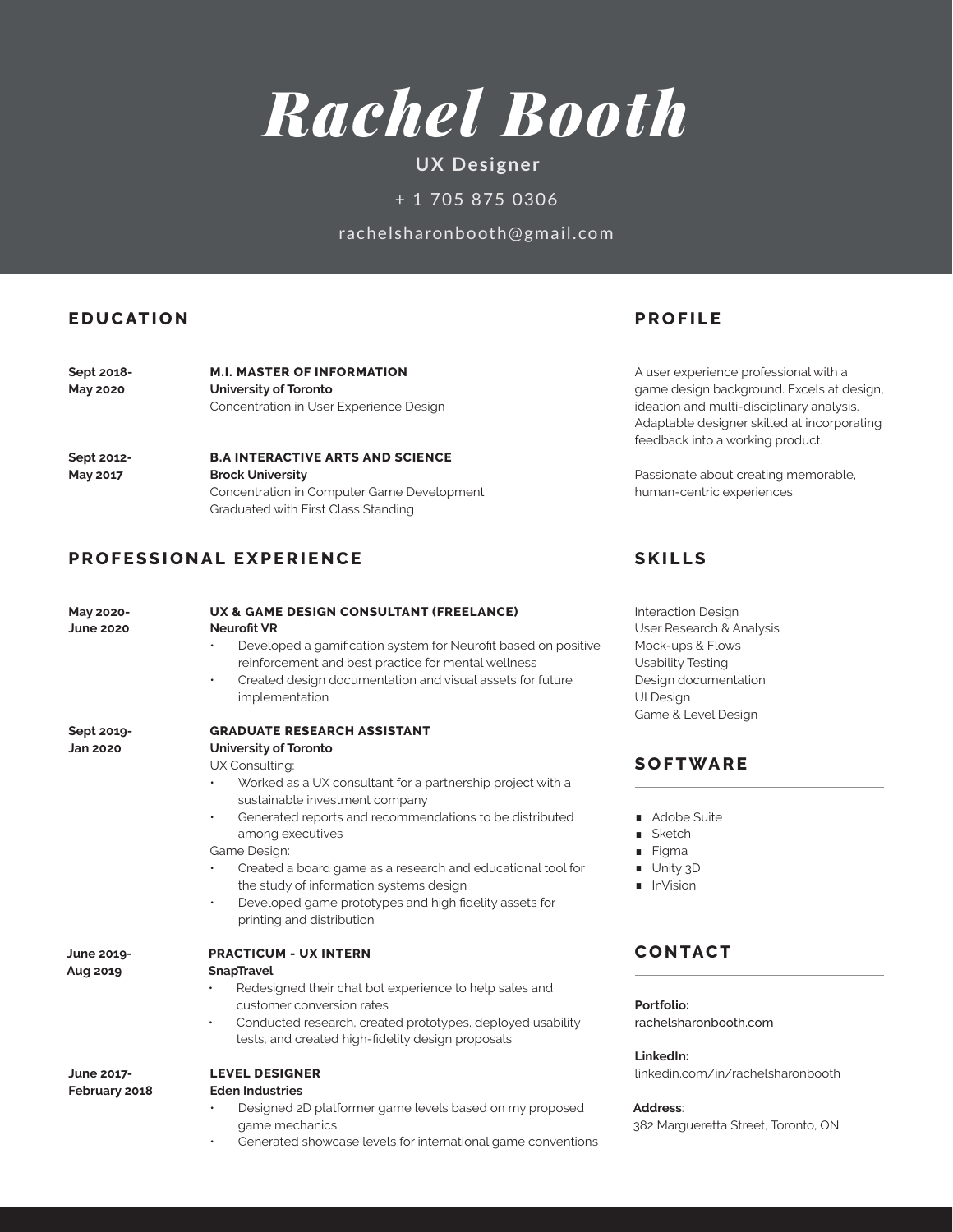# Rachel Booth

**UX Designer**

+ 1 705 875 0306

rachelsharonbooth@gmail.com

## EDUCATION

**Sept 2018- May 2020**

**M.I. MASTER OF INFORMATION**
**University of Toronto**
Concentration in User Experience Design

**Sept 2012- May 2017**

**B.A INTERACTIVE ARTS AND SCIENCE**
**Brock University**
Concentration in Computer Game Development
Graduated with First Class Standing

## PROFESSIONAL EXPERIENCE

**May 2020- June 2020**

**UX & GAME DESIGN CONSULTANT (FREELANCE)**
**Neurofit VR**

- Developed a gamification system for Neurofit based on positive reinforcement and best practice for mental wellness
- Created design documentation and visual assets for future implementation

**Sept 2019- Jan 2020**

**GRADUATE RESEARCH ASSISTANT**
**University of Toronto**

UX Consulting:

- Worked as a UX consultant for a partnership project with a sustainable investment company
- Generated reports and recommendations to be distributed among executives

Game Design:

- Created a board game as a research and educational tool for the study of information systems design
- Developed game prototypes and high fidelity assets for printing and distribution

**June 2019- Aug 2019**

**PRACTICUM - UX INTERN**
**SnapTravel**

- Redesigned their chat bot experience to help sales and customer conversion rates
- Conducted research, created prototypes, deployed usability tests, and created high-fidelity design proposals

**June 2017- February 2018**

**LEVEL DESIGNER**
**Eden Industries**

- Designed 2D platformer game levels based on my proposed game mechanics
- Generated showcase levels for international game conventions

## PROFILE

A user experience professional with a game design background. Excels at design, ideation and multi-disciplinary analysis. Adaptable designer skilled at incorporating feedback into a working product.

Passionate about creating memorable, human-centric experiences.

## SKILLS

Interaction Design
User Research & Analysis
Mock-ups & Flows
Usability Testing
Design documentation
UI Design
Game & Level Design

## SOFTWARE

- Adobe Suite
- Sketch
- Figma
- Unity 3D
- InVision

## CONTACT

**Portfolio:**
rachelsharonbooth.com

**LinkedIn:**
linkedin.com/in/rachelsharonbooth

**Address**:
382 Margueretta Street, Toronto, ON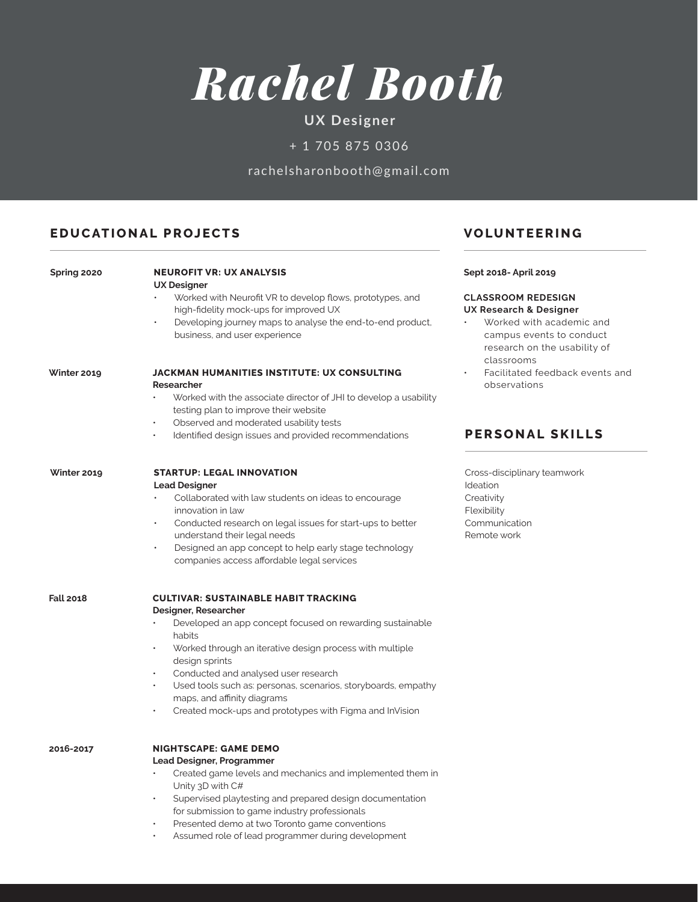# Rachel Booth

**UX Designer**

+ 1 705 875 0306

rachelsharonbooth@gmail.com

## EDUCATIONAL PROJECTS

**Spring 2020**

**NEUROFIT VR: UX ANALYSIS**
**UX Designer**

- Worked with Neurofit VR to develop flows, prototypes, and high-fidelity mock-ups for improved UX
- Developing journey maps to analyse the end-to-end product, business, and user experience

**Winter 2019**

**JACKMAN HUMANITIES INSTITUTE: UX CONSULTING**
**Researcher**

- Worked with the associate director of JHI to develop a usability testing plan to improve their website
- Observed and moderated usability tests
- Identified design issues and provided recommendations

**Winter 2019**

**STARTUP: LEGAL INNOVATION**
**Lead Designer**

- Collaborated with law students on ideas to encourage innovation in law
- Conducted research on legal issues for start-ups to better understand their legal needs
- Designed an app concept to help early stage technology companies access affordable legal services

**Fall 2018**

**CULTIVAR: SUSTAINABLE HABIT TRACKING**
**Designer, Researcher**

- Developed an app concept focused on rewarding sustainable habits
- Worked through an iterative design process with multiple design sprints
- Conducted and analysed user research
- Used tools such as: personas, scenarios, storyboards, empathy maps, and affinity diagrams
- Created mock-ups and prototypes with Figma and InVision

**2016-2017**

**NIGHTSCAPE: GAME DEMO**
**Lead Designer, Programmer**

- Created game levels and mechanics and implemented them in Unity 3D with C#
- Supervised playtesting and prepared design documentation for submission to game industry professionals
- Presented demo at two Toronto game conventions
- Assumed role of lead programmer during development

## VOLUNTEERING

**Sept 2018- April 2019**

**CLASSROOM REDESIGN**
**UX Research & Designer**

- Worked with academic and campus events to conduct research on the usability of classrooms
- Facilitated feedback events and observations

## PERSONAL SKILLS

Cross-disciplinary teamwork
Ideation
Creativity
Flexibility
Communication
Remote work